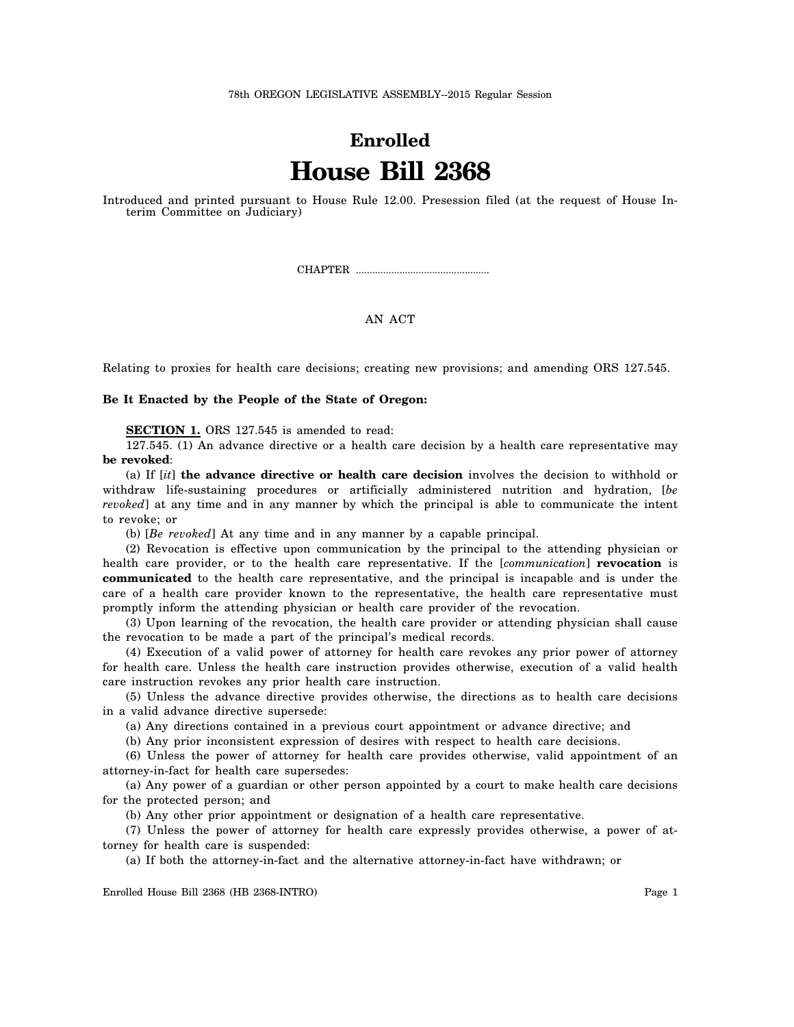78th OREGON LEGISLATIVE ASSEMBLY--2015 Regular Session

# Enrolled

# House Bill 2368

Introduced and printed pursuant to House Rule 12.00. Presession filed (at the request of House Interim Committee on Judiciary)

CHAPTER ................................................

AN ACT

Relating to proxies for health care decisions; creating new provisions; and amending ORS 127.545.

**Be It Enacted by the People of the State of Oregon:**

**SECTION 1.** ORS 127.545 is amended to read:

127.545. (1) An advance directive or a health care decision by a health care representative may **be revoked**:

(a) If [*it*] **the advance directive or health care decision** involves the decision to withhold or withdraw life-sustaining procedures or artificially administered nutrition and hydration, [*be revoked*] at any time and in any manner by which the principal is able to communicate the intent to revoke; or

(b) [*Be revoked*] At any time and in any manner by a capable principal.

(2) Revocation is effective upon communication by the principal to the attending physician or health care provider, or to the health care representative. If the [*communication*] **revocation** is **communicated** to the health care representative, and the principal is incapable and is under the care of a health care provider known to the representative, the health care representative must promptly inform the attending physician or health care provider of the revocation.

(3) Upon learning of the revocation, the health care provider or attending physician shall cause the revocation to be made a part of the principal's medical records.

(4) Execution of a valid power of attorney for health care revokes any prior power of attorney for health care. Unless the health care instruction provides otherwise, execution of a valid health care instruction revokes any prior health care instruction.

(5) Unless the advance directive provides otherwise, the directions as to health care decisions in a valid advance directive supersede:

(a) Any directions contained in a previous court appointment or advance directive; and

(b) Any prior inconsistent expression of desires with respect to health care decisions.

(6) Unless the power of attorney for health care provides otherwise, valid appointment of an attorney-in-fact for health care supersedes:

(a) Any power of a guardian or other person appointed by a court to make health care decisions for the protected person; and

(b) Any other prior appointment or designation of a health care representative.

(7) Unless the power of attorney for health care expressly provides otherwise, a power of attorney for health care is suspended:

(a) If both the attorney-in-fact and the alternative attorney-in-fact have withdrawn; or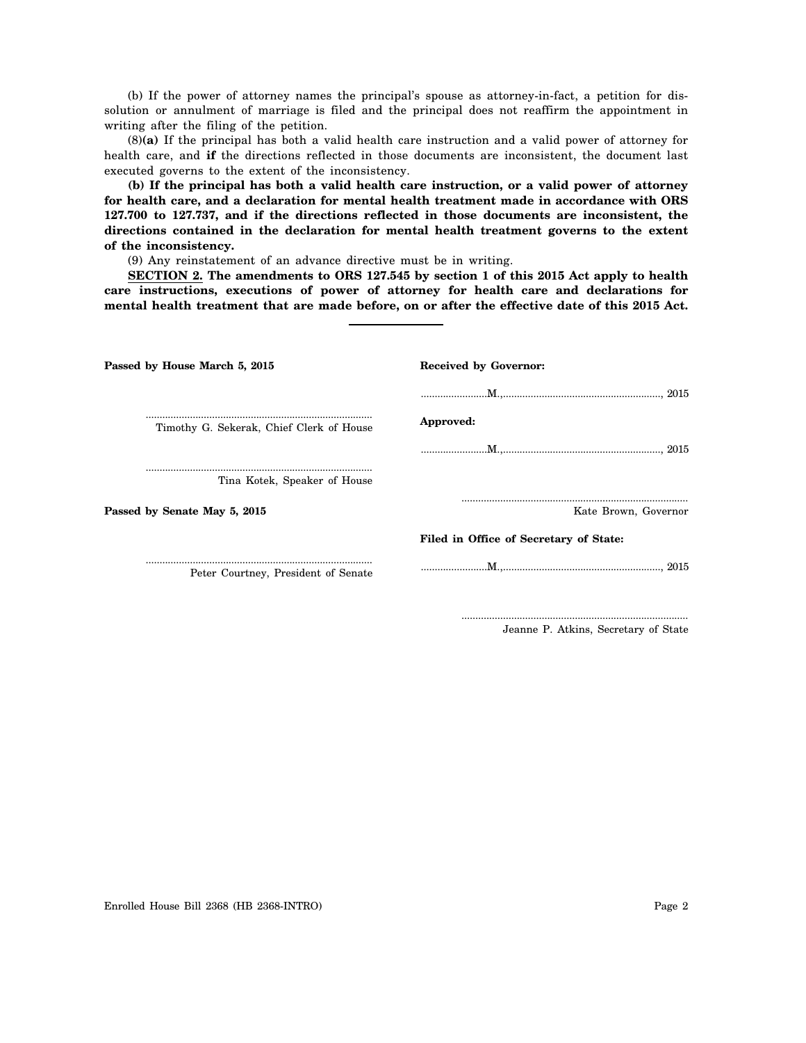(b) If the power of attorney names the principal's spouse as attorney-in-fact, a petition for dissolution or annulment of marriage is filed and the principal does not reaffirm the appointment in writing after the filing of the petition.

(8)**(a)** If the principal has both a valid health care instruction and a valid power of attorney for health care, and **if** the directions reflected in those documents are inconsistent, the document last executed governs to the extent of the inconsistency.

**(b) If the principal has both a valid health care instruction, or a valid power of attorney for health care, and a declaration for mental health treatment made in accordance with ORS 127.700 to 127.737, and if the directions reflected in those documents are inconsistent, the directions contained in the declaration for mental health treatment governs to the extent of the inconsistency.**

(9) Any reinstatement of an advance directive must be in writing.

**SECTION 2. The amendments to ORS 127.545 by section 1 of this 2015 Act apply to health care instructions, executions of power of attorney for health care and declarations for mental health treatment that are made before, on or after the effective date of this 2015 Act.**

---

**Passed by House March 5, 2015**

..................................................................................
Timothy G. Sekerak, Chief Clerk of House

..................................................................................
Tina Kotek, Speaker of House

**Passed by Senate May 5, 2015**

..................................................................................
Peter Courtney, President of Senate

**Received by Governor:**

........................M.,.........................................................., 2015

**Approved:**

........................M.,.........................................................., 2015

..................................................................................
Kate Brown, Governor

**Filed in Office of Secretary of State:**

........................M.,.........................................................., 2015

..................................................................................
Jeanne P. Atkins, Secretary of State

Enrolled House Bill 2368 (HB 2368-INTRO)